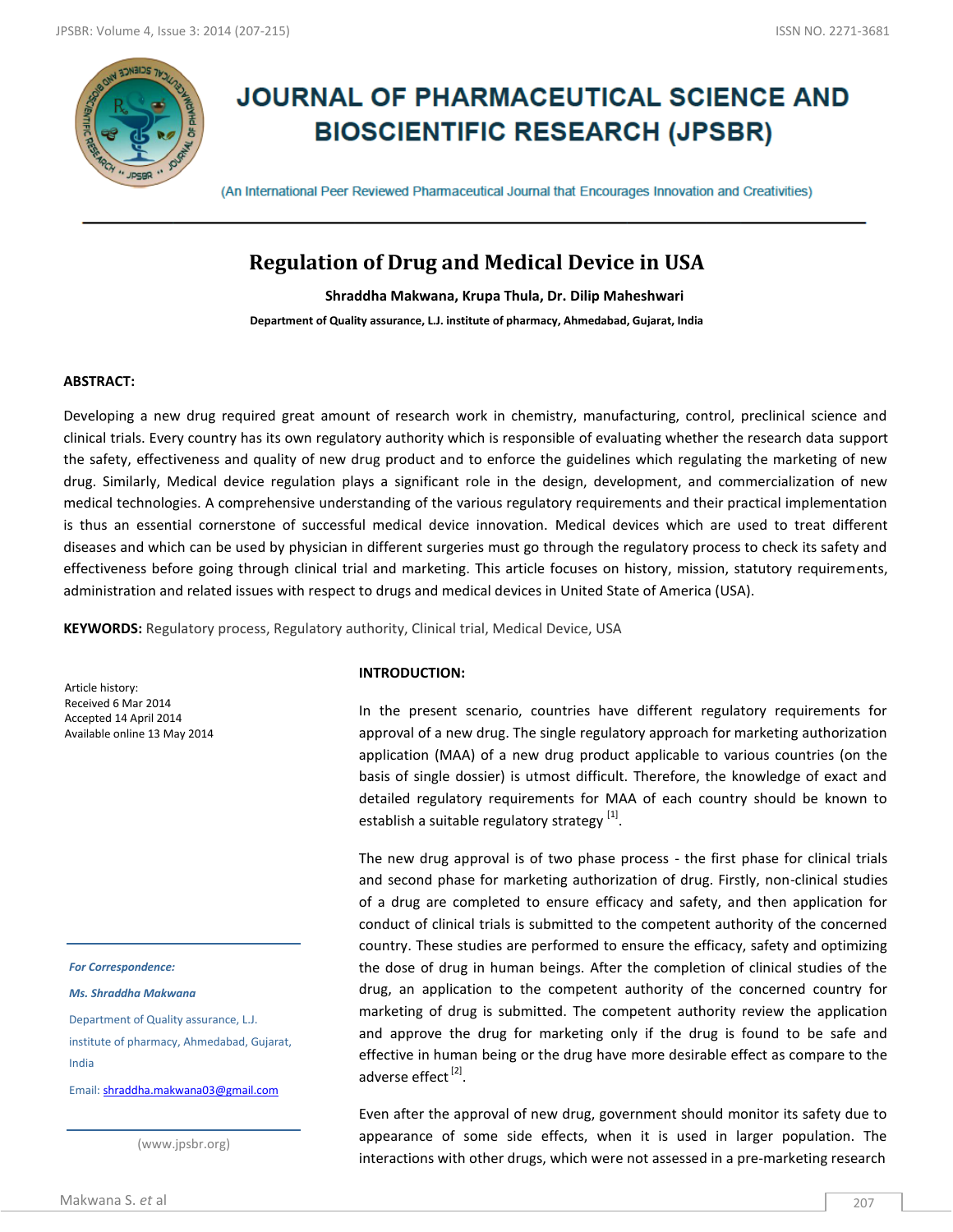# JOURNAL OF PHARMACEUTICAL SCIENCE AND BIOSCIENTIFIC RESEARCH (JPSBR)

(An International Peer Reviewed Pharmaceutical Journal that Encourages Innovation and Creativities)

## Regulation of Drug and Medical Device in USA

**Shraddha Makwana, Krupa Thula, Dr. Dilip Maheshwari**

**Department of Quality assurance, L.J. institute of pharmacy, Ahmedabad, Gujarat, India**

### ABSTRACT:

Developing a new drug required great amount of research work in chemistry, manufacturing, control, preclinical science and clinical trials. Every country has its own regulatory authority which is responsible of evaluating whether the research data support the safety, effectiveness and quality of new drug product and to enforce the guidelines which regulating the marketing of new drug. Similarly, Medical device regulation plays a significant role in the design, development, and commercialization of new medical technologies. A comprehensive understanding of the various regulatory requirements and their practical implementation is thus an essential cornerstone of successful medical device innovation. Medical devices which are used to treat different diseases and which can be used by physician in different surgeries must go through the regulatory process to check its safety and effectiveness before going through clinical trial and marketing. This article focuses on history, mission, statutory requirements, administration and related issues with respect to drugs and medical devices in United State of America (USA).

**KEYWORDS:** Regulatory process, Regulatory authority, Clinical trial, Medical Device, USA

Article history:
Received 6 Mar 2014
Accepted 14 April 2014
Available online 13 May 2014

*For Correspondence:*

*Ms. Shraddha Makwana*

Department of Quality assurance, L.J. institute of pharmacy, Ahmedabad, Gujarat, India

Email: shraddha.makwana03@gmail.com

(www.jpsbr.org)

### INTRODUCTION:

In the present scenario, countries have different regulatory requirements for approval of a new drug. The single regulatory approach for marketing authorization application (MAA) of a new drug product applicable to various countries (on the basis of single dossier) is utmost difficult. Therefore, the knowledge of exact and detailed regulatory requirements for MAA of each country should be known to establish a suitable regulatory strategy [1].

The new drug approval is of two phase process - the first phase for clinical trials and second phase for marketing authorization of drug. Firstly, non-clinical studies of a drug are completed to ensure efficacy and safety, and then application for conduct of clinical trials is submitted to the competent authority of the concerned country. These studies are performed to ensure the efficacy, safety and optimizing the dose of drug in human beings. After the completion of clinical studies of the drug, an application to the competent authority of the concerned country for marketing of drug is submitted. The competent authority review the application and approve the drug for marketing only if the drug is found to be safe and effective in human being or the drug have more desirable effect as compare to the adverse effect [2].

Even after the approval of new drug, government should monitor its safety due to appearance of some side effects, when it is used in larger population. The interactions with other drugs, which were not assessed in a pre-marketing research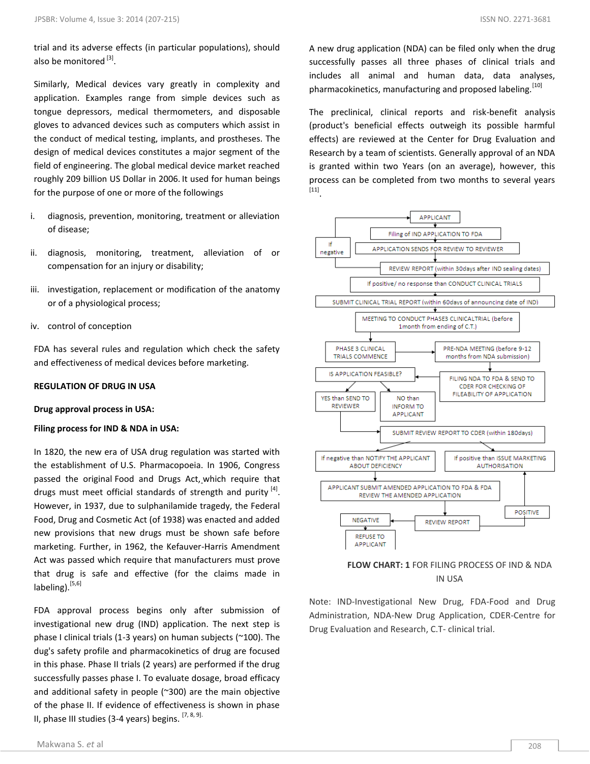trial and its adverse effects (in particular populations), should also be monitored [3].

Similarly, Medical devices vary greatly in complexity and application. Examples range from simple devices such as tongue depressors, medical thermometers, and disposable gloves to advanced devices such as computers which assist in the conduct of medical testing, implants, and prostheses. The design of medical devices constitutes a major segment of the field of engineering. The global medical device market reached roughly 209 billion US Dollar in 2006. It used for human beings for the purpose of one or more of the followings

i. diagnosis, prevention, monitoring, treatment or alleviation of disease;

ii. diagnosis, monitoring, treatment, alleviation of or compensation for an injury or disability;

iii. investigation, replacement or modification of the anatomy or of a physiological process;

iv. control of conception

FDA has several rules and regulation which check the safety and effectiveness of medical devices before marketing.

**REGULATION OF DRUG IN USA**

**Drug approval process in USA:**

**Filing process for IND & NDA in USA:**

In 1820, the new era of USA drug regulation was started with the establishment of U.S. Pharmacopoeia. In 1906, Congress passed the original Food and Drugs Act, which require that drugs must meet official standards of strength and purity [4]. However, in 1937, due to sulphanilamide tragedy, the Federal Food, Drug and Cosmetic Act (of 1938) was enacted and added new provisions that new drugs must be shown safe before marketing. Further, in 1962, the Kefauver-Harris Amendment Act was passed which require that manufacturers must prove that drug is safe and effective (for the claims made in labeling).[5,6]

FDA approval process begins only after submission of investigational new drug (IND) application. The next step is phase I clinical trials (1-3 years) on human subjects (~100). The dug's safety profile and pharmacokinetics of drug are focused in this phase. Phase II trials (2 years) are performed if the drug successfully passes phase I. To evaluate dosage, broad efficacy and additional safety in people (~300) are the main objective of the phase II. If evidence of effectiveness is shown in phase II, phase III studies (3-4 years) begins. [7, 8, 9].

A new drug application (NDA) can be filed only when the drug successfully passes all three phases of clinical trials and includes all animal and human data, data analyses, pharmacokinetics, manufacturing and proposed labeling.[10]

The preclinical, clinical reports and risk-benefit analysis (product's beneficial effects outweigh its possible harmful effects) are reviewed at the Center for Drug Evaluation and Research by a team of scientists. Generally approval of an NDA is granted within two Years (on an average), however, this process can be completed from two months to several years [11].

APPLICANT → Filing of IND APPLICATION TO FDA → APPLICATION SENDS FOR REVIEW TO REVIEWER (If negative → APPLICANT) → REVIEW REPORT (within 30days after IND sealing dates) → If positive/ no response than CONDUCT CLINICAL TRIALS → SUBMIT CLINICAL TRIAL REPORT (within 60days of announcing date of IND) → MEETING TO CONDUCT PHASE3 CLINICALTRIAL (before 1month from ending of C.T.) → PHASE 3 CLINICAL TRIALS COMMENCE → PRE-NDA MEETING (before 9-12 months from NDA submission) → FILING NDA TO FDA & SEND TO CDER FOR CHECKING OF FILEABILITY OF APPLICATION → IS APPLICATION FEASIBLE? → YES than SEND TO REVIEWER / NO than INFORM TO APPLICANT → SUBMIT REVIEW REPORT TO CDER (within 180days) → If negative than NOTIFY THE APPLICANT ABOUT DEFICIENCY / If positive than ISSUE MARKETING AUTHORISATION → APPLICANT SUBMIT AMENDED APPLICATION TO FDA & FDA REVIEW THE AMENDED APPLICATION → REVIEW REPORT → POSITIVE (→ ISSUE MARKETING AUTHORISATION) / NEGATIVE → REFUSE TO APPLICANT

**FLOW CHART: 1** FOR FILING PROCESS OF IND & NDA IN USA

Note: IND-Investigational New Drug, FDA-Food and Drug Administration, NDA-New Drug Application, CDER-Centre for Drug Evaluation and Research, C.T- clinical trial.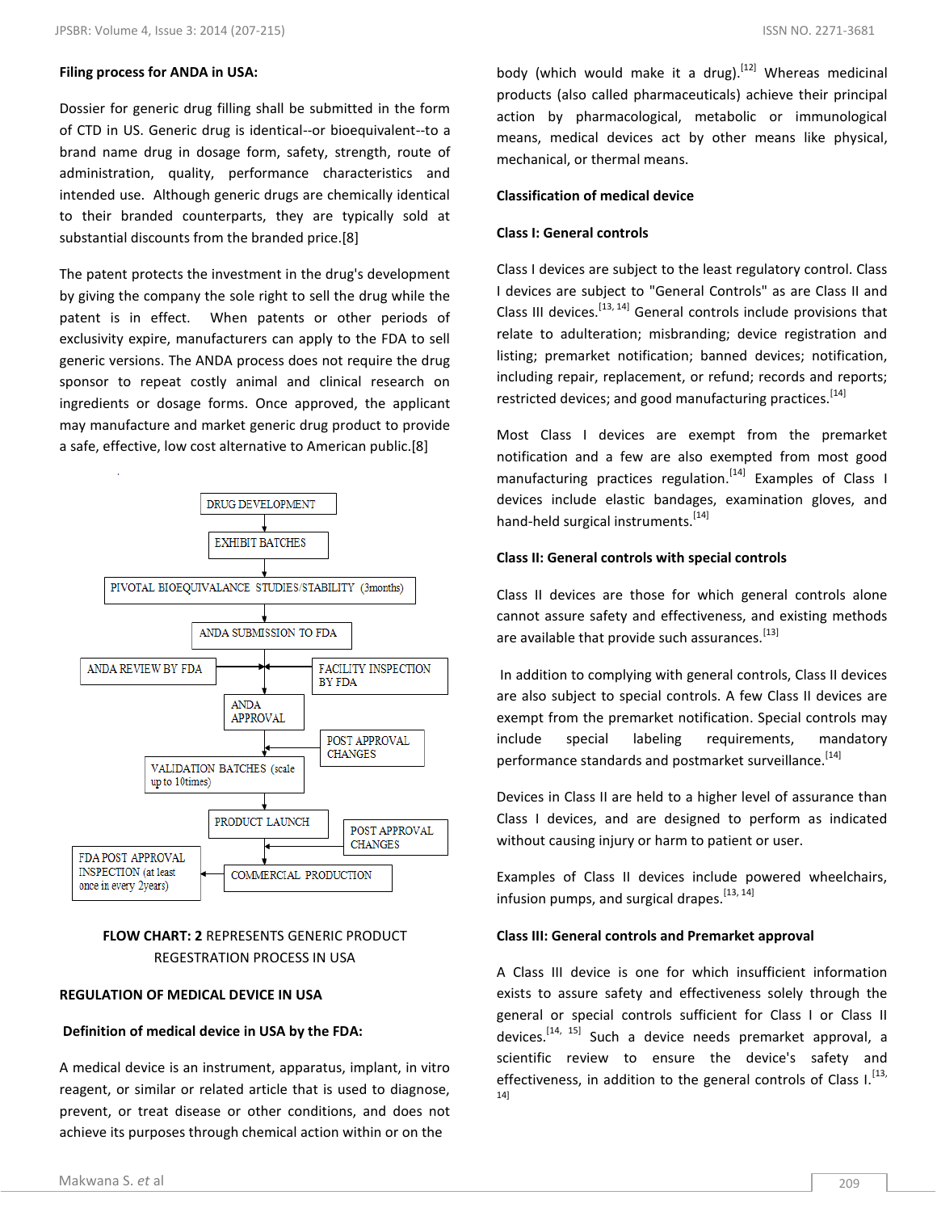**Filing process for ANDA in USA:**

Dossier for generic drug filling shall be submitted in the form of CTD in US. Generic drug is identical--or bioequivalent--to a brand name drug in dosage form, safety, strength, route of administration, quality, performance characteristics and intended use. Although generic drugs are chemically identical to their branded counterparts, they are typically sold at substantial discounts from the branded price.[8]

The patent protects the investment in the drug's development by giving the company the sole right to sell the drug while the patent is in effect. When patents or other periods of exclusivity expire, manufacturers can apply to the FDA to sell generic versions. The ANDA process does not require the drug sponsor to repeat costly animal and clinical research on ingredients or dosage forms. Once approved, the applicant may manufacture and market generic drug product to provide a safe, effective, low cost alternative to American public.[8]

DRUG DEVELOPMENT → EXHIBIT BATCHES → PIVOTAL BIOEQUIVALANCE STUDIES/STABILITY (3months) → ANDA SUBMISSION TO FDA → ANDA REVIEW BY FDA / FACILITY INSPECTION BY FDA → ANDA APPROVAL → VALIDATION BATCHES (scale up to 10times) ← POST APPROVAL CHANGES → PRODUCT LAUNCH → COMMERCIAL PRODUCTION ← POST APPROVAL CHANGES → FDA POST APPROVAL INSPECTION (at least once in every 2years)

**FLOW CHART: 2** REPRESENTS GENERIC PRODUCT REGESTRATION PROCESS IN USA

**REGULATION OF MEDICAL DEVICE IN USA**

**Definition of medical device in USA by the FDA:**

A medical device is an instrument, apparatus, implant, in vitro reagent, or similar or related article that is used to diagnose, prevent, or treat disease or other conditions, and does not achieve its purposes through chemical action within or on the body (which would make it a drug).[12] Whereas medicinal products (also called pharmaceuticals) achieve their principal action by pharmacological, metabolic or immunological means, medical devices act by other means like physical, mechanical, or thermal means.

**Classification of medical device**

**Class I: General controls**

Class I devices are subject to the least regulatory control. Class I devices are subject to "General Controls" as are Class II and Class III devices.[13, 14] General controls include provisions that relate to adulteration; misbranding; device registration and listing; premarket notification; banned devices; notification, including repair, replacement, or refund; records and reports; restricted devices; and good manufacturing practices.[14]

Most Class I devices are exempt from the premarket notification and a few are also exempted from most good manufacturing practices regulation.[14] Examples of Class I devices include elastic bandages, examination gloves, and hand-held surgical instruments.[14]

**Class II: General controls with special controls**

Class II devices are those for which general controls alone cannot assure safety and effectiveness, and existing methods are available that provide such assurances.[13]

In addition to complying with general controls, Class II devices are also subject to special controls. A few Class II devices are exempt from the premarket notification. Special controls may include special labeling requirements, mandatory performance standards and postmarket surveillance.[14]

Devices in Class II are held to a higher level of assurance than Class I devices, and are designed to perform as indicated without causing injury or harm to patient or user.

Examples of Class II devices include powered wheelchairs, infusion pumps, and surgical drapes.[13, 14]

**Class III: General controls and Premarket approval**

A Class III device is one for which insufficient information exists to assure safety and effectiveness solely through the general or special controls sufficient for Class I or Class II devices.[14, 15] Such a device needs premarket approval, a scientific review to ensure the device's safety and effectiveness, in addition to the general controls of Class I.[13, 14]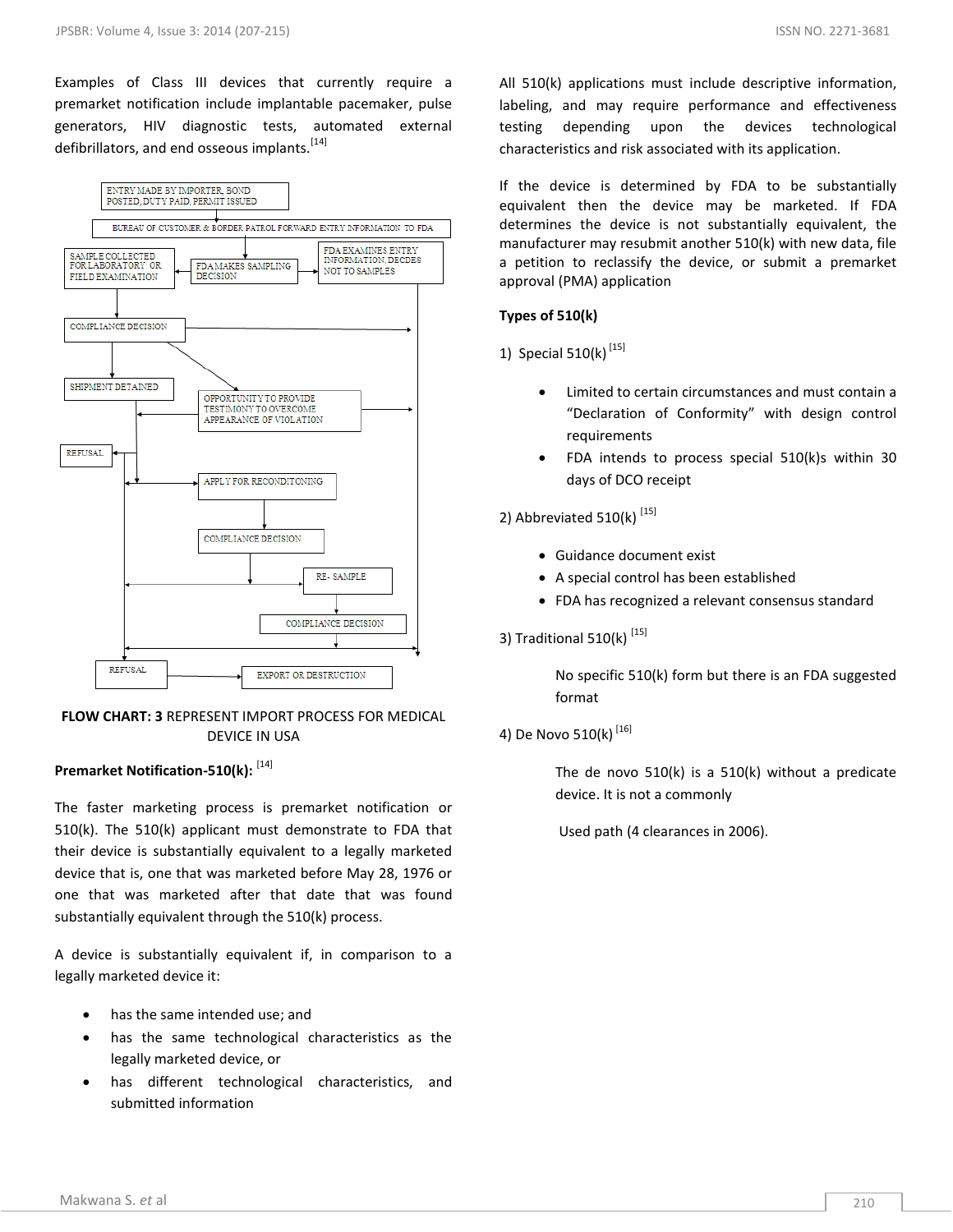Examples of Class III devices that currently require a premarket notification include implantable pacemaker, pulse generators, HIV diagnostic tests, automated external defibrillators, and end osseous implants.[14]

ENTRY MADE BY IMPORTER, BOND POSTED, DUTY PAID, PERMIT ISSUED

BUREAU OF CUSTOMER & BORDER PATROL FORWARD ENTRY INFORMATION TO FDA

SAMPLE COLLECTED FOR LABORATORY OR FIELD EXAMINATION

FDA MAKES SAMPLING DECISION

FDA EXAMINES ENTRY INFORMATION, DECIDES NOT TO SAMPLES

COMPLIANCE DECISION

SHIPMENT DETAINED

OPPORTUNITY TO PROVIDE TESTIMONY TO OVERCOME APPEARANCE OF VIOLATION

REFUSAL

APPLY FOR RECONDITIONING

COMPLIANCE DECISION

RE- SAMPLE

COMPLIANCE DECISION

REFUSAL

EXPORT OR DESTRUCTION

**FLOW CHART: 3** REPRESENT IMPORT PROCESS FOR MEDICAL DEVICE IN USA

**Premarket Notification-510(k):** [14]

The faster marketing process is premarket notification or 510(k). The 510(k) applicant must demonstrate to FDA that their device is substantially equivalent to a legally marketed device that is, one that was marketed before May 28, 1976 or one that was marketed after that date that was found substantially equivalent through the 510(k) process.

A device is substantially equivalent if, in comparison to a legally marketed device it:

- has the same intended use; and
- has the same technological characteristics as the legally marketed device, or
- has different technological characteristics, and submitted information

All 510(k) applications must include descriptive information, labeling, and may require performance and effectiveness testing depending upon the devices technological characteristics and risk associated with its application.

If the device is determined by FDA to be substantially equivalent then the device may be marketed. If FDA determines the device is not substantially equivalent, the manufacturer may resubmit another 510(k) with new data, file a petition to reclassify the device, or submit a premarket approval (PMA) application

**Types of 510(k)**

1) Special 510(k) [15]

- Limited to certain circumstances and must contain a "Declaration of Conformity" with design control requirements
- FDA intends to process special 510(k)s within 30 days of DCO receipt

2) Abbreviated 510(k) [15]

- Guidance document exist
- A special control has been established
- FDA has recognized a relevant consensus standard

3) Traditional 510(k) [15]

No specific 510(k) form but there is an FDA suggested format

4) De Novo 510(k) [16]

The de novo 510(k) is a 510(k) without a predicate device. It is not a commonly

Used path (4 clearances in 2006).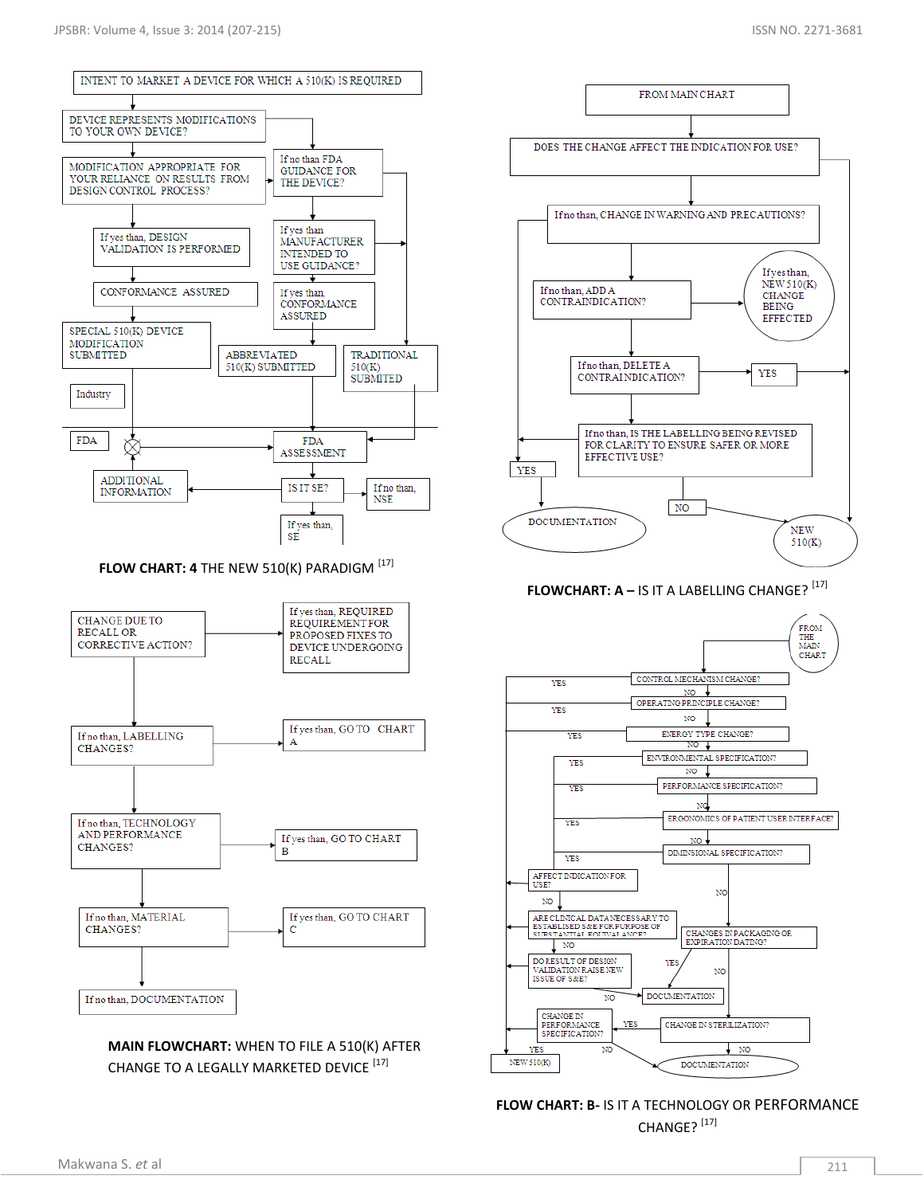INTENT TO MARKET A DEVICE FOR WHICH A 510(K) IS REQUIRED

DEVICE REPRESENTS MODIFICATIONS TO YOUR OWN DEVICE?

MODIFICATION APPROPRIATE FOR YOUR RELIANCE ON RESULTS FROM DESIGN CONTROL PROCESS?

If no than FDA GUIDANCE FOR THE DEVICE?

If yes than, DESIGN VALIDATION IS PERFORMED

If yes than MANUFACTURER INTENDED TO USE GUIDANCE?

CONFORMANCE ASSURED

If yes than, CONFORMANCE ASSURED

SPECIAL 510(K) DEVICE MODIFICATION SUBMITTED

ABBREVIATED 510(K) SUBMITTED

TRADITIONAL 510(K) SUBMITED

Industry

FDA

FDA ASSESSMENT

ADDITIONAL INFORMATION

IS IT SE?

If no than, NSE

If yes than, SE

**FLOW CHART: 4** THE NEW 510(K) PARADIGM [17]

FROM MAIN CHART

DOES THE CHANGE AFFECT THE INDICATION FOR USE?

If no than, CHANGE IN WARNING AND PRECAUTIONS?

If no than, ADD A CONTRAINDICATION?

If yes than, NEW 510(K) CHANGE BEING EFFECTED

If no than, DELETE A CONTRAINDICATION?

YES

If no than, IS THE LABELLING BEING REVISED FOR CLARITY TO ENSURE SAFER OR MORE EFFECTIVE USE?

YES

NO

DOCUMENTATION

NEW 510(K)

**FLOWCHART: A –** IS IT A LABELLING CHANGE? [17]

CHANGE DUE TO RECALL OR CORRECTIVE ACTION?

If yes than, REQUIRED REQUIREMENT FOR PROPOSED FIXES TO DEVICE UNDERGOING RECALL

If no than, LABELLING CHANGES?

If yes than, GO TO CHART A

If no than, TECHNOLOGY AND PERFORMANCE CHANGES?

If yes than, GO TO CHART B

If no than, MATERIAL CHANGES?

If yes than, GO TO CHART C

If no than, DOCUMENTATION

**MAIN FLOWCHART:** WHEN TO FILE A 510(K) AFTER CHANGE TO A LEGALLY MARKETED DEVICE [17]

FROM THE MAIN CHART

CONTROL MECHANISM CHANGE? — YES / NO

OPERATING PRINCIPLE CHANGE? — YES / NO

ENERGY TYPE CHANGE? — YES / NO

ENVIRONMENTAL SPECIFICATION? — YES / NO

PERFORMANCE SPECIFICATION? — YES / NO

ERGONOMICS OF PATIENT USER INTERFACE? — YES / NO

DIMENSIONAL SPECIFICATION? — YES / NO

AFFECT INDICATION FOR USE? — NO

ARE CLINICAL DATA NECESSARY TO ESTABLISHED S&E FOR PURPOSE OF SUBSTANTIAL EQUIVALANCE? — NO

CHANGES IN PACKAGING OR EXPIRATION DATING? — YES / NO

DO RESULT OF DESIGN VALIDATION RAISE NEW ISSUE OF S&E? — NO

DOCUMENTATION

CHANGE IN PERFORMANCE SPECIFICATION? — YES / NO

CHANGE IN STERILIZATION? — YES / NO

NEW 510(K)

DOCUMENTATION

**FLOW CHART: B-** IS IT A TECHNOLOGY OR PERFORMANCE CHANGE? [17]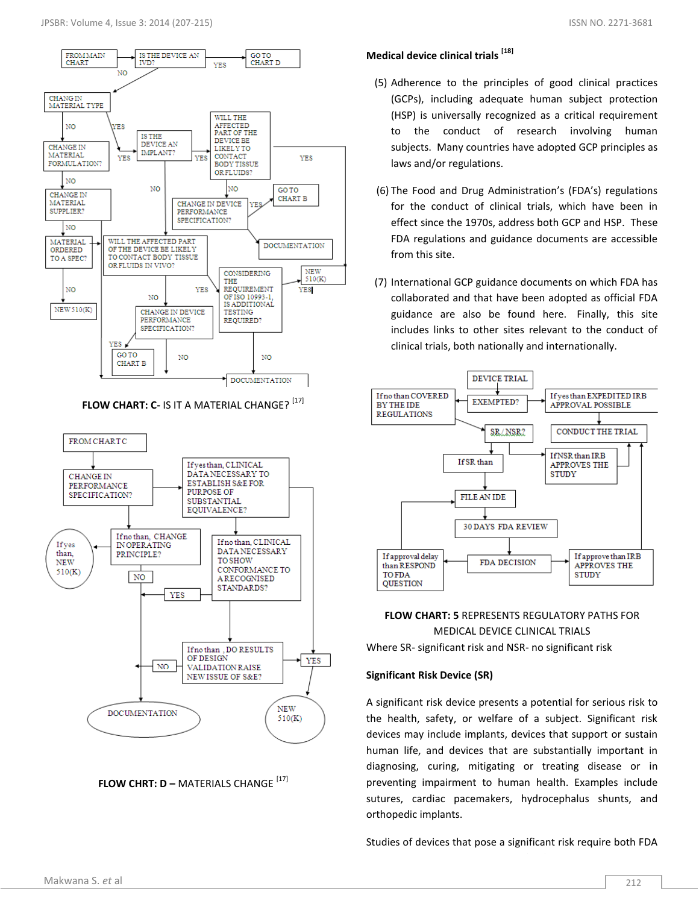FLOW CHART: C- IS IT A MATERIAL CHANGE? [17]

FLOW CHRT: D – MATERIALS CHANGE [17]

**Medical device clinical trials** [18]

(5) Adherence to the principles of good clinical practices (GCPs), including adequate human subject protection (HSP) is universally recognized as a critical requirement to the conduct of research involving human subjects. Many countries have adopted GCP principles as laws and/or regulations.

(6) The Food and Drug Administration's (FDA's) regulations for the conduct of clinical trials, which have been in effect since the 1970s, address both GCP and HSP. These FDA regulations and guidance documents are accessible from this site.

(7) International GCP guidance documents on which FDA has collaborated and that have been adopted as official FDA guidance are also be found here. Finally, this site includes links to other sites relevant to the conduct of clinical trials, both nationally and internationally.

**FLOW CHART: 5** REPRESENTS REGULATORY PATHS FOR MEDICAL DEVICE CLINICAL TRIALS

Where SR- significant risk and NSR- no significant risk

**Significant Risk Device (SR)**

A significant risk device presents a potential for serious risk to the health, safety, or welfare of a subject. Significant risk devices may include implants, devices that support or sustain human life, and devices that are substantially important in diagnosing, curing, mitigating or treating disease or in preventing impairment to human health. Examples include sutures, cardiac pacemakers, hydrocephalus shunts, and orthopedic implants.

Studies of devices that pose a significant risk require both FDA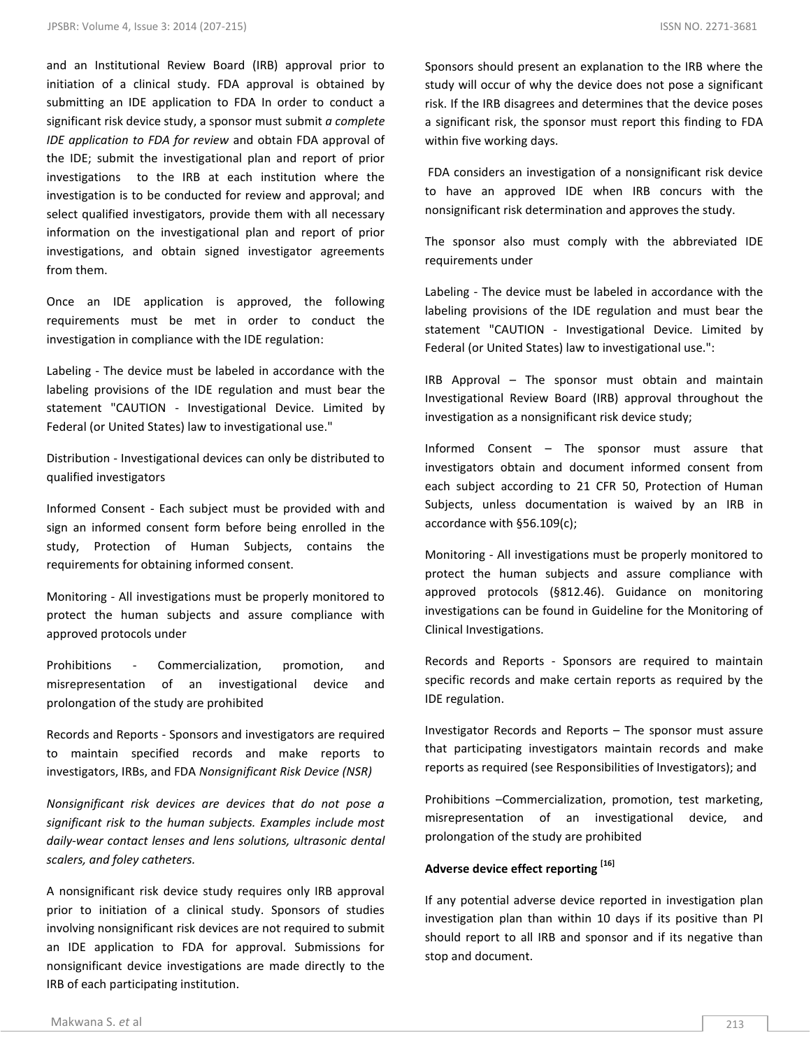and an Institutional Review Board (IRB) approval prior to initiation of a clinical study. FDA approval is obtained by submitting an IDE application to FDA In order to conduct a significant risk device study, a sponsor must submit *a complete IDE application to FDA for review* and obtain FDA approval of the IDE; submit the investigational plan and report of prior investigations to the IRB at each institution where the investigation is to be conducted for review and approval; and select qualified investigators, provide them with all necessary information on the investigational plan and report of prior investigations, and obtain signed investigator agreements from them.

Once an IDE application is approved, the following requirements must be met in order to conduct the investigation in compliance with the IDE regulation:

Labeling - The device must be labeled in accordance with the labeling provisions of the IDE regulation and must bear the statement "CAUTION - Investigational Device. Limited by Federal (or United States) law to investigational use."

Distribution - Investigational devices can only be distributed to qualified investigators

Informed Consent - Each subject must be provided with and sign an informed consent form before being enrolled in the study, Protection of Human Subjects, contains the requirements for obtaining informed consent.

Monitoring - All investigations must be properly monitored to protect the human subjects and assure compliance with approved protocols under

Prohibitions - Commercialization, promotion, and misrepresentation of an investigational device and prolongation of the study are prohibited

Records and Reports - Sponsors and investigators are required to maintain specified records and make reports to investigators, IRBs, and FDA *Nonsignificant Risk Device (NSR)*

*Nonsignificant risk devices are devices that do not pose a significant risk to the human subjects. Examples include most daily-wear contact lenses and lens solutions, ultrasonic dental scalers, and foley catheters.*

A nonsignificant risk device study requires only IRB approval prior to initiation of a clinical study. Sponsors of studies involving nonsignificant risk devices are not required to submit an IDE application to FDA for approval. Submissions for nonsignificant device investigations are made directly to the IRB of each participating institution.

Sponsors should present an explanation to the IRB where the study will occur of why the device does not pose a significant risk. If the IRB disagrees and determines that the device poses a significant risk, the sponsor must report this finding to FDA within five working days.

FDA considers an investigation of a nonsignificant risk device to have an approved IDE when IRB concurs with the nonsignificant risk determination and approves the study.

The sponsor also must comply with the abbreviated IDE requirements under

Labeling - The device must be labeled in accordance with the labeling provisions of the IDE regulation and must bear the statement "CAUTION - Investigational Device. Limited by Federal (or United States) law to investigational use.":

IRB Approval – The sponsor must obtain and maintain Investigational Review Board (IRB) approval throughout the investigation as a nonsignificant risk device study;

Informed Consent – The sponsor must assure that investigators obtain and document informed consent from each subject according to 21 CFR 50, Protection of Human Subjects, unless documentation is waived by an IRB in accordance with §56.109(c);

Monitoring - All investigations must be properly monitored to protect the human subjects and assure compliance with approved protocols (§812.46). Guidance on monitoring investigations can be found in Guideline for the Monitoring of Clinical Investigations.

Records and Reports - Sponsors are required to maintain specific records and make certain reports as required by the IDE regulation.

Investigator Records and Reports – The sponsor must assure that participating investigators maintain records and make reports as required (see Responsibilities of Investigators); and

Prohibitions –Commercialization, promotion, test marketing, misrepresentation of an investigational device, and prolongation of the study are prohibited

**Adverse device effect reporting [16]**

If any potential adverse device reported in investigation plan investigation plan than within 10 days if its positive than PI should report to all IRB and sponsor and if its negative than stop and document.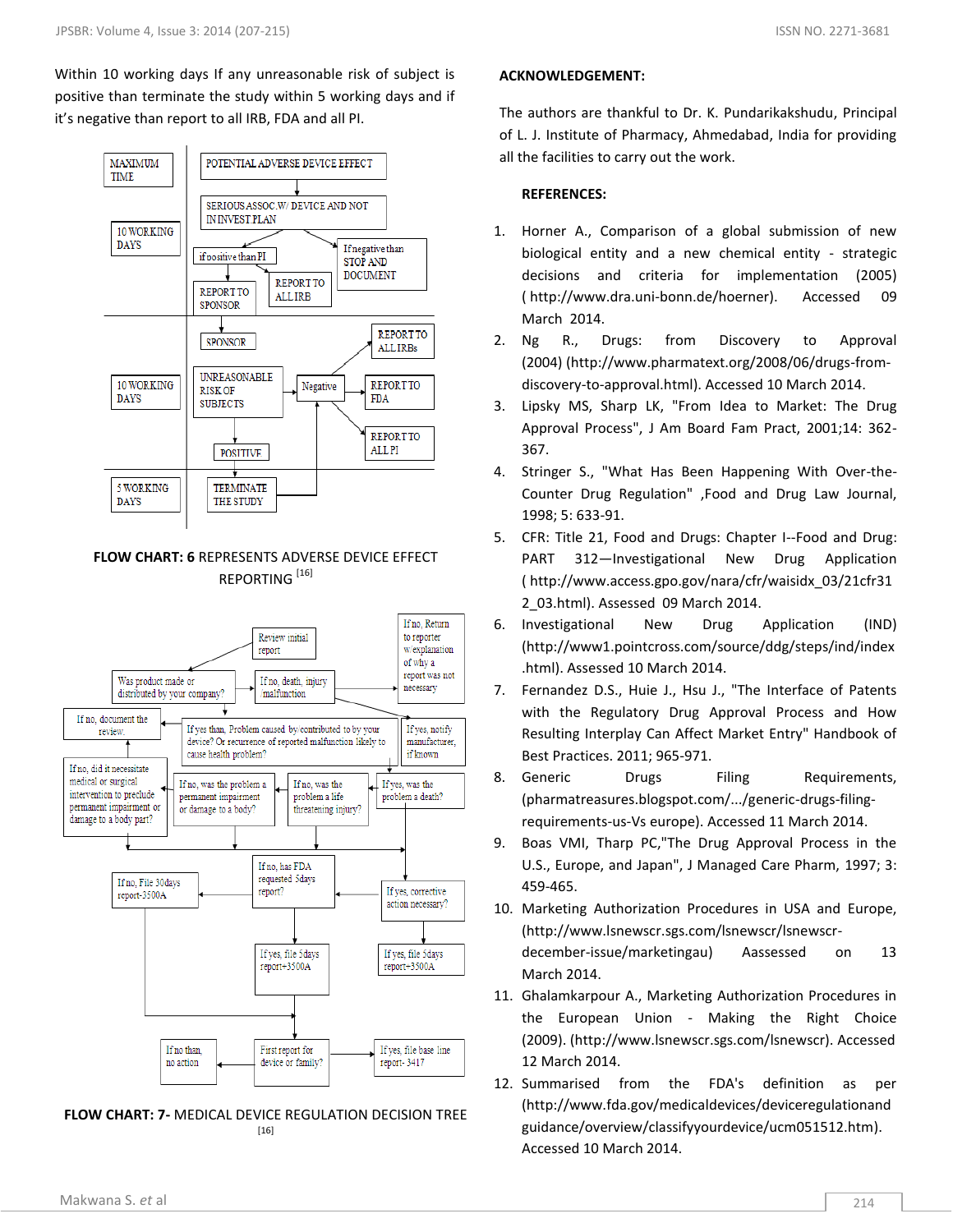Within 10 working days If any unreasonable risk of subject is positive than terminate the study within 5 working days and if it's negative than report to all IRB, FDA and all PI.

MAXIMUM TIME

POTENTIAL ADVERSE DEVICE EFFECT

SERIOUS ASSOC.W/ DEVICE AND NOT IN INVEST.PLAN

10 WORKING DAYS

if positive than PI

If negative than STOP AND DOCUMENT

REPORT TO SPONSOR

REPORT TO ALL IRB

SPONSOR

REPORT TO ALL IRBs

10 WORKING DAYS

UNREASONABLE RISK OF SUBJECTS

Negative

REPORT TO FDA

REPORT TO ALL PI

POSITIVE

5 WORKING DAYS

TERMINATE THE STUDY

**FLOW CHART: 6** REPRESENTS ADVERSE DEVICE EFFECT REPORTING [16]

Review initial report

If no, Return to reporter w/explanation of why a report was not necessary

Was product made or distributed by your company?

If no, death, injury /malfunction

If no, document the review.

If yes than, Problem caused by/contributed to by your device? Or recurrence of reported malfunction likely to cause health problem?

If yes, notify manufacturer, if known

If no, did it necessitate medical or surgical intervention to preclude permanent impairment or damage to a body part?

If no, was the problem a permanent impairment or damage to a body?

If no, was the problem a life threatening injury?

If yes, was the problem a death?

If no, File 30days report-3500A

If no, has FDA requested 5days report?

If yes, corrective action necessary?

If yes, file 5days report+3500A

If yes, file 5days report+3500A

If no than, no action

First report for device or family?

If yes, file base line report- 3417

**FLOW CHART: 7-** MEDICAL DEVICE REGULATION DECISION TREE [16]

## ACKNOWLEDGEMENT:

The authors are thankful to Dr. K. Pundarikakshudu, Principal of L. J. Institute of Pharmacy, Ahmedabad, India for providing all the facilities to carry out the work.

## REFERENCES:

1. Horner A., Comparison of a global submission of new biological entity and a new chemical entity - strategic decisions and criteria for implementation (2005) ( http://www.dra.uni-bonn.de/hoerner). Accessed 09 March 2014.
2. Ng R., Drugs: from Discovery to Approval (2004) (http://www.pharmatext.org/2008/06/drugs-from-discovery-to-approval.html). Accessed 10 March 2014.
3. Lipsky MS, Sharp LK, "From Idea to Market: The Drug Approval Process", J Am Board Fam Pract, 2001;14: 362-367.
4. Stringer S., "What Has Been Happening With Over-the-Counter Drug Regulation" ,Food and Drug Law Journal, 1998; 5: 633-91.
5. CFR: Title 21, Food and Drugs: Chapter I--Food and Drug: PART 312—Investigational New Drug Application ( http://www.access.gpo.gov/nara/cfr/waisidx_03/21cfr312_03.html). Assessed 09 March 2014.
6. Investigational New Drug Application (IND) (http://www1.pointcross.com/source/ddg/steps/ind/index.html). Assessed 10 March 2014.
7. Fernandez D.S., Huie J., Hsu J., "The Interface of Patents with the Regulatory Drug Approval Process and How Resulting Interplay Can Affect Market Entry" Handbook of Best Practices. 2011; 965-971.
8. Generic Drugs Filing Requirements, (pharmatreasures.blogspot.com/.../generic-drugs-filing-requirements-us-Vs europe). Accessed 11 March 2014.
9. Boas VMI, Tharp PC,"The Drug Approval Process in the U.S., Europe, and Japan", J Managed Care Pharm, 1997; 3: 459-465.
10. Marketing Authorization Procedures in USA and Europe, (http://www.lsnewscr.sgs.com/lsnewscr/lsnewscr-december-issue/marketingau) Aassessed on 13 March 2014.
11. Ghalamkarpour A., Marketing Authorization Procedures in the European Union - Making the Right Choice (2009). (http://www.lsnewscr.sgs.com/lsnewscr). Accessed 12 March 2014.
12. Summarised from the FDA's definition as per (http://www.fda.gov/medicaldevices/deviceregulationandguidance/overview/classifyyourdevice/ucm051512.htm). Accessed 10 March 2014.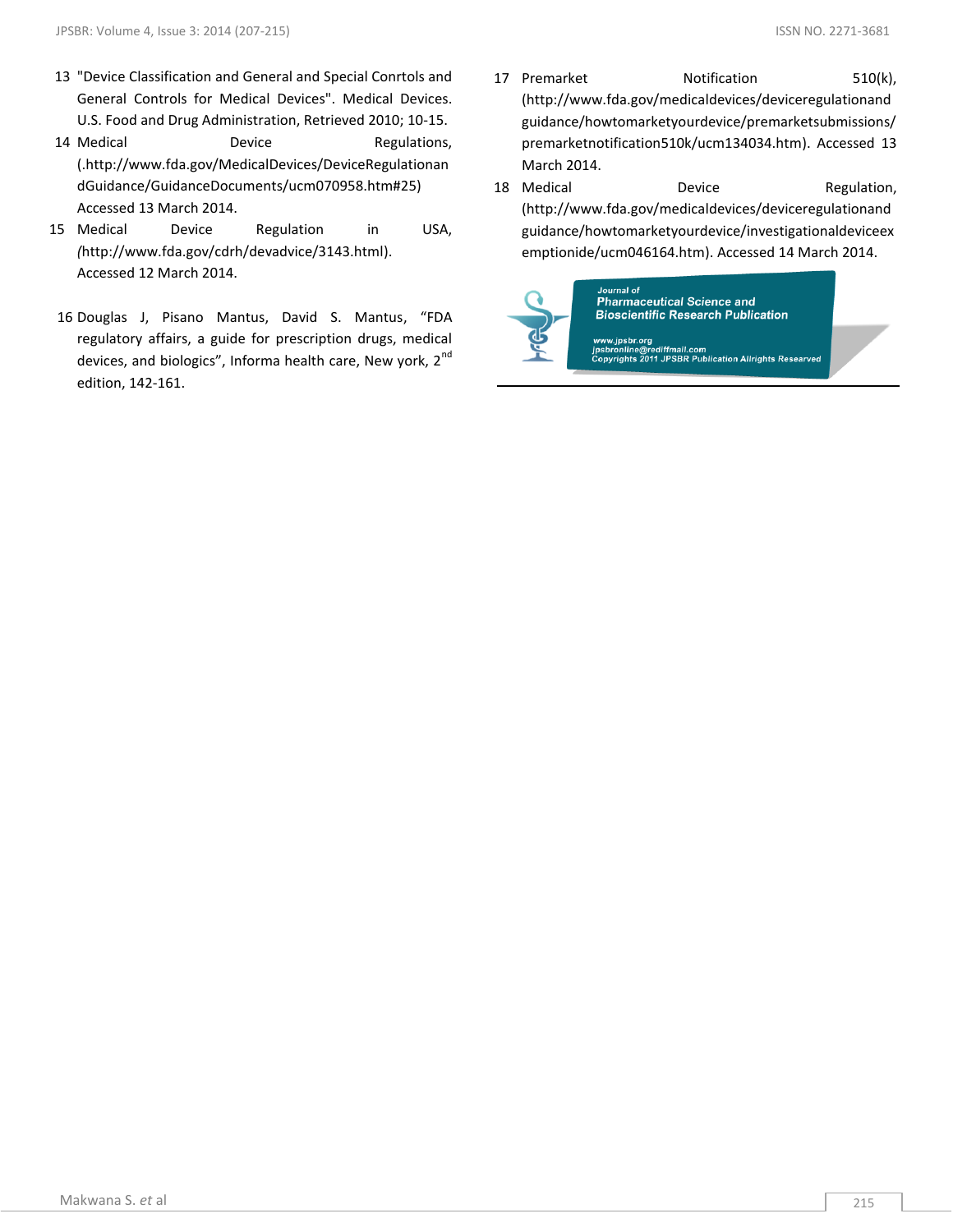13 "Device Classification and General and Special Conrtols and General Controls for Medical Devices". Medical Devices. U.S. Food and Drug Administration, Retrieved 2010; 10-15.

14 Medical Device Regulations, (.http://www.fda.gov/MedicalDevices/DeviceRegulationandGuidance/GuidanceDocuments/ucm070958.htm#25) Accessed 13 March 2014.

15 Medical Device Regulation in USA, (http://www.fda.gov/cdrh/devadvice/3143.html). Accessed 12 March 2014.

16 Douglas J, Pisano Mantus, David S. Mantus, "FDA regulatory affairs, a guide for prescription drugs, medical devices, and biologics", Informa health care, New york, 2nd edition, 142-161.

17 Premarket Notification 510(k), (http://www.fda.gov/medicaldevices/deviceregulationandguidance/howtomarketyourdevice/premarketsubmissions/premarketnotification510k/ucm134034.htm). Accessed 13 March 2014.

18 Medical Device Regulation, (http://www.fda.gov/medicaldevices/deviceregulationandguidance/howtomarketyourdevice/investigationaldeviceexemptionide/ucm046164.htm). Accessed 14 March 2014.

Journal of
Pharmaceutical Science and
Bioscientific Research Publication
www.jpsbr.org
jpsbronline@rediffmail.com
Copyrights 2011 JPSBR Publication Allrights Researved